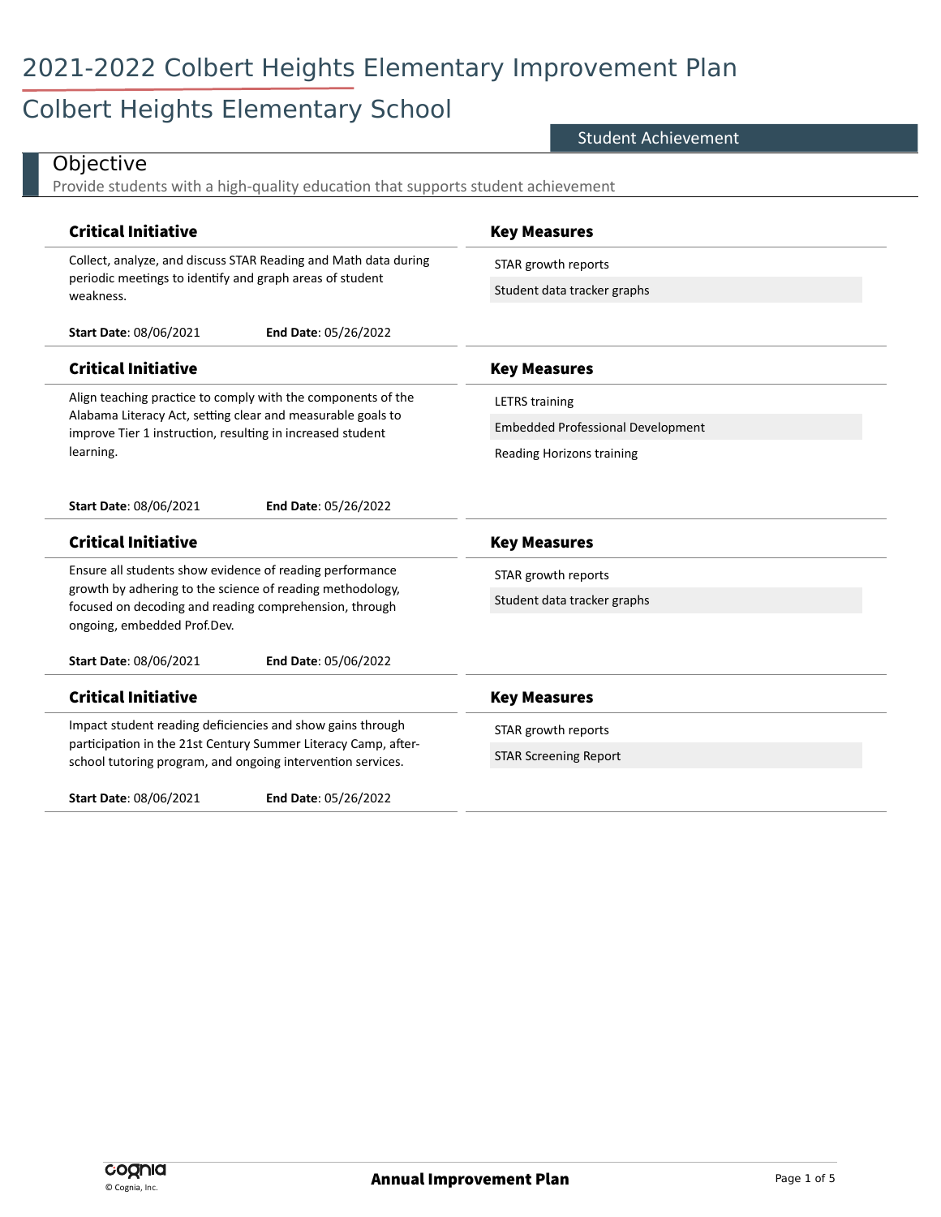# 2021-2022 Colbert Heights Elementary Improvement Plan

## Colbert Heights Elementary School

**Student Achievement**

### Objective

Provide students with a high-quality education that supports student achievement

| Critical Initiative | Key Measures |
| --- | --- |
| Collect, analyze, and discuss STAR Reading and Math data during periodic meetings to identify and graph areas of student weakness.<br>**Start Date**: 08/06/2021 **End Date**: 05/26/2022 | STAR growth reports<br>Student data tracker graphs |
| Align teaching practice to comply with the components of the Alabama Literacy Act, setting clear and measurable goals to improve Tier 1 instruction, resulting in increased student learning.<br>**Start Date**: 08/06/2021 **End Date**: 05/26/2022 | LETRS training<br>Embedded Professional Development<br>Reading Horizons training |
| Ensure all students show evidence of reading performance growth by adhering to the science of reading methodology, focused on decoding and reading comprehension, through ongoing, embedded Prof.Dev.<br>**Start Date**: 08/06/2021 **End Date**: 05/06/2022 | STAR growth reports<br>Student data tracker graphs |
| Impact student reading deficiencies and show gains through participation in the 21st Century Summer Literacy Camp, after-school tutoring program, and ongoing intervention services.<br>**Start Date**: 08/06/2021 **End Date**: 05/26/2022 | STAR growth reports<br>STAR Screening Report |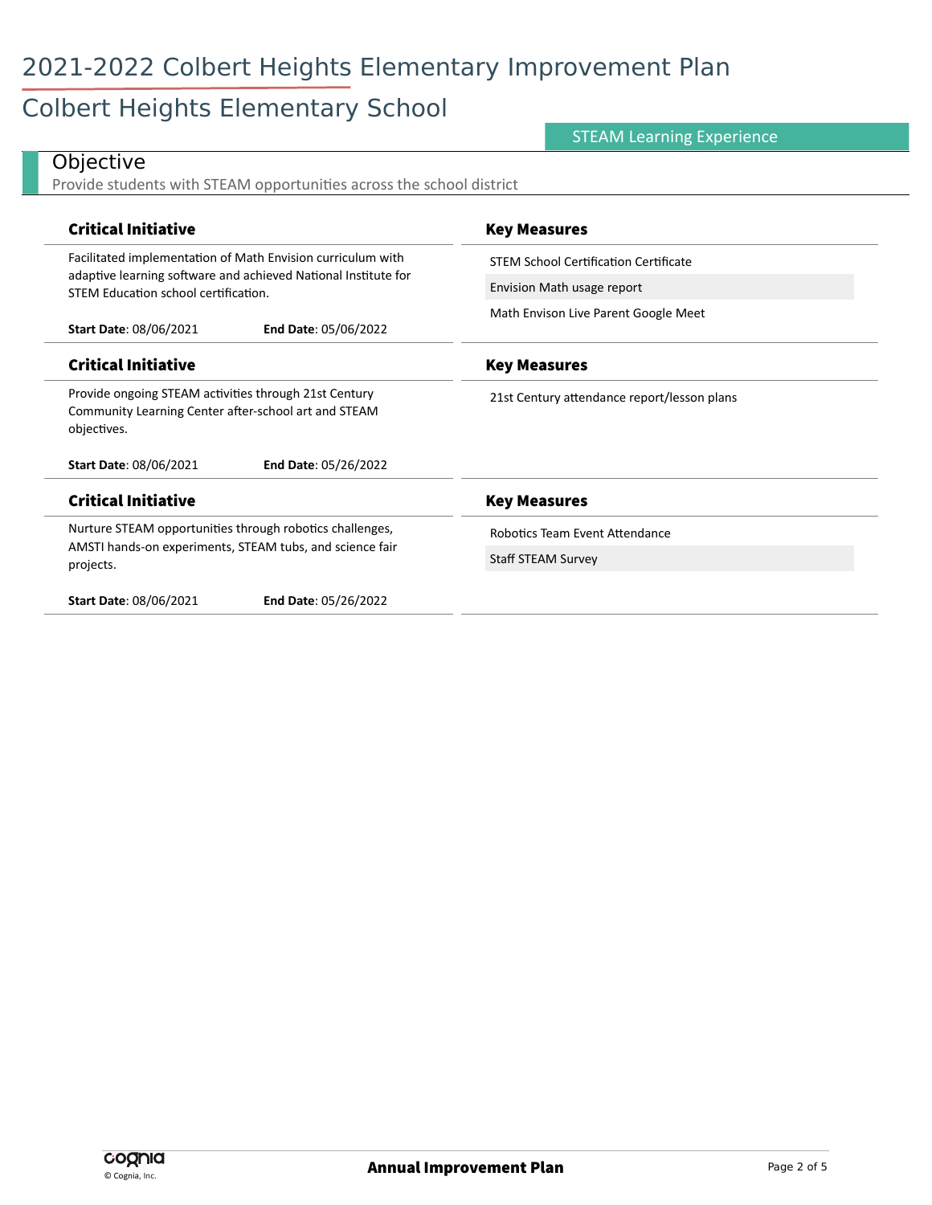# 2021-2022 Colbert Heights Elementary Improvement Plan

## Colbert Heights Elementary School

STEAM Learning Experience

### Objective

Provide students with STEAM opportunities across the school district

| Critical Initiative | Key Measures |
|---|---|
| Facilitated implementation of Math Envision curriculum with adaptive learning software and achieved National Institute for STEM Education school certification.<br><br>**Start Date**: 08/06/2021 **End Date**: 05/06/2022 | STEM School Certification Certificate<br>Envision Math usage report<br>Math Envison Live Parent Google Meet |

| Critical Initiative | Key Measures |
|---|---|
| Provide ongoing STEAM activities through 21st Century Community Learning Center after-school art and STEAM objectives.<br><br>**Start Date**: 08/06/2021 **End Date**: 05/26/2022 | 21st Century attendance report/lesson plans |

| Critical Initiative | Key Measures |
|---|---|
| Nurture STEAM opportunities through robotics challenges, AMSTI hands-on experiments, STEAM tubs, and science fair projects.<br><br>**Start Date**: 08/06/2021 **End Date**: 05/26/2022 | Robotics Team Event Attendance<br>Staff STEAM Survey |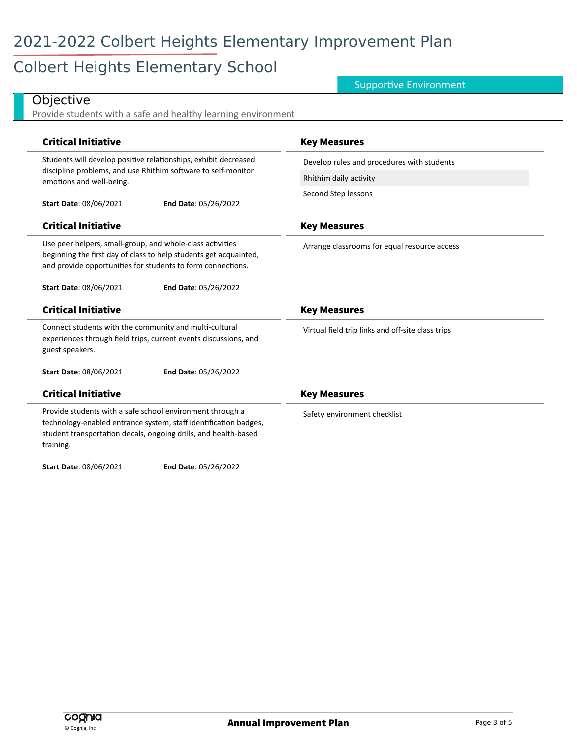# 2021-2022 Colbert Heights Elementary Improvement Plan

## Colbert Heights Elementary School

Supportive Environment

### Objective

Provide students with a safe and healthy learning environment

| Critical Initiative | Key Measures |
|---|---|
| Students will develop positive relationships, exhibit decreased discipline problems, and use Rhithim software to self-monitor emotions and well-being.<br><br>**Start Date**: 08/06/2021 **End Date**: 05/26/2022 | Develop rules and procedures with students<br>Rhithim daily activity<br>Second Step lessons |

| Critical Initiative | Key Measures |
|---|---|
| Use peer helpers, small-group, and whole-class activities beginning the first day of class to help students get acquainted, and provide opportunities for students to form connections.<br><br>**Start Date**: 08/06/2021 **End Date**: 05/26/2022 | Arrange classrooms for equal resource access |

| Critical Initiative | Key Measures |
|---|---|
| Connect students with the community and multi-cultural experiences through field trips, current events discussions, and guest speakers.<br><br>**Start Date**: 08/06/2021 **End Date**: 05/26/2022 | Virtual field trip links and off-site class trips |

| Critical Initiative | Key Measures |
|---|---|
| Provide students with a safe school environment through a technology-enabled entrance system, staff identification badges, student transportation decals, ongoing drills, and health-based training.<br><br>**Start Date**: 08/06/2021 **End Date**: 05/26/2022 | Safety environment checklist |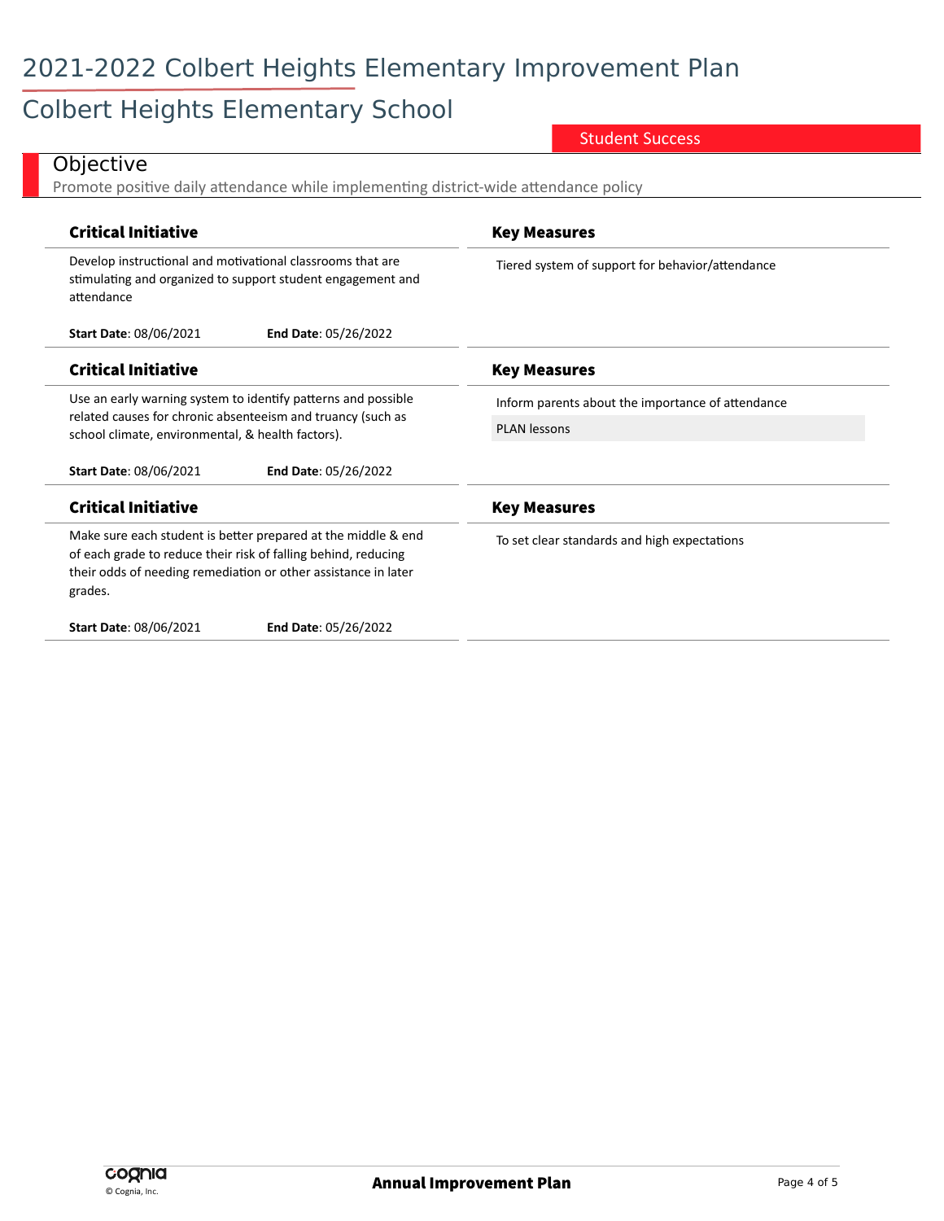# 2021-2022 Colbert Heights Elementary Improvement Plan

## Colbert Heights Elementary School

Student Success

### Objective

Promote positive daily attendance while implementing district-wide attendance policy

| Critical Initiative | Key Measures |
| --- | --- |
| Develop instructional and motivational classrooms that are stimulating and organized to support student engagement and attendance<br><br>**Start Date**: 08/06/2021 **End Date**: 05/26/2022 | Tiered system of support for behavior/attendance |
| Use an early warning system to identify patterns and possible related causes for chronic absenteeism and truancy (such as school climate, environmental, & health factors).<br><br>**Start Date**: 08/06/2021 **End Date**: 05/26/2022 | Inform parents about the importance of attendance<br><br>PLAN lessons |
| Make sure each student is better prepared at the middle & end of each grade to reduce their risk of falling behind, reducing their odds of needing remediation or other assistance in later grades.<br><br>**Start Date**: 08/06/2021 **End Date**: 05/26/2022 | To set clear standards and high expectations |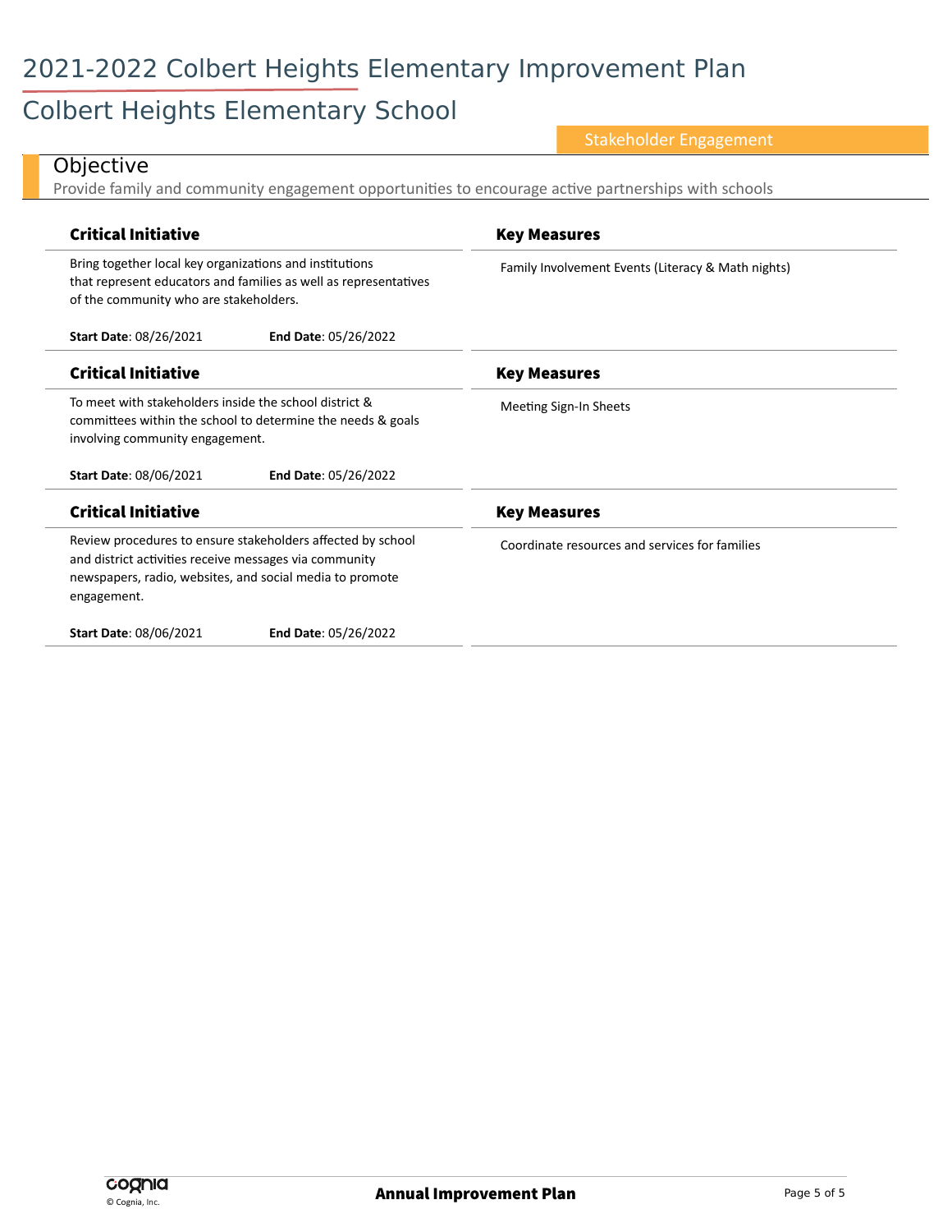# 2021-2022 Colbert Heights Elementary Improvement Plan

## Colbert Heights Elementary School

Stakeholder Engagement

### Objective

Provide family and community engagement opportunities to encourage active partnerships with schools

| Critical Initiative | Key Measures |
|---|---|
| Bring together local key organizations and institutions that represent educators and families as well as representatives of the community who are stakeholders.<br><br>**Start Date**: 08/26/2021 **End Date**: 05/26/2022 | Family Involvement Events (Literacy & Math nights) |

| Critical Initiative | Key Measures |
|---|---|
| To meet with stakeholders inside the school district & committees within the school to determine the needs & goals involving community engagement.<br><br>**Start Date**: 08/06/2021 **End Date**: 05/26/2022 | Meeting Sign-In Sheets |

| Critical Initiative | Key Measures |
|---|---|
| Review procedures to ensure stakeholders affected by school and district activities receive messages via community newspapers, radio, websites, and social media to promote engagement.<br><br>**Start Date**: 08/06/2021 **End Date**: 05/26/2022 | Coordinate resources and services for families |